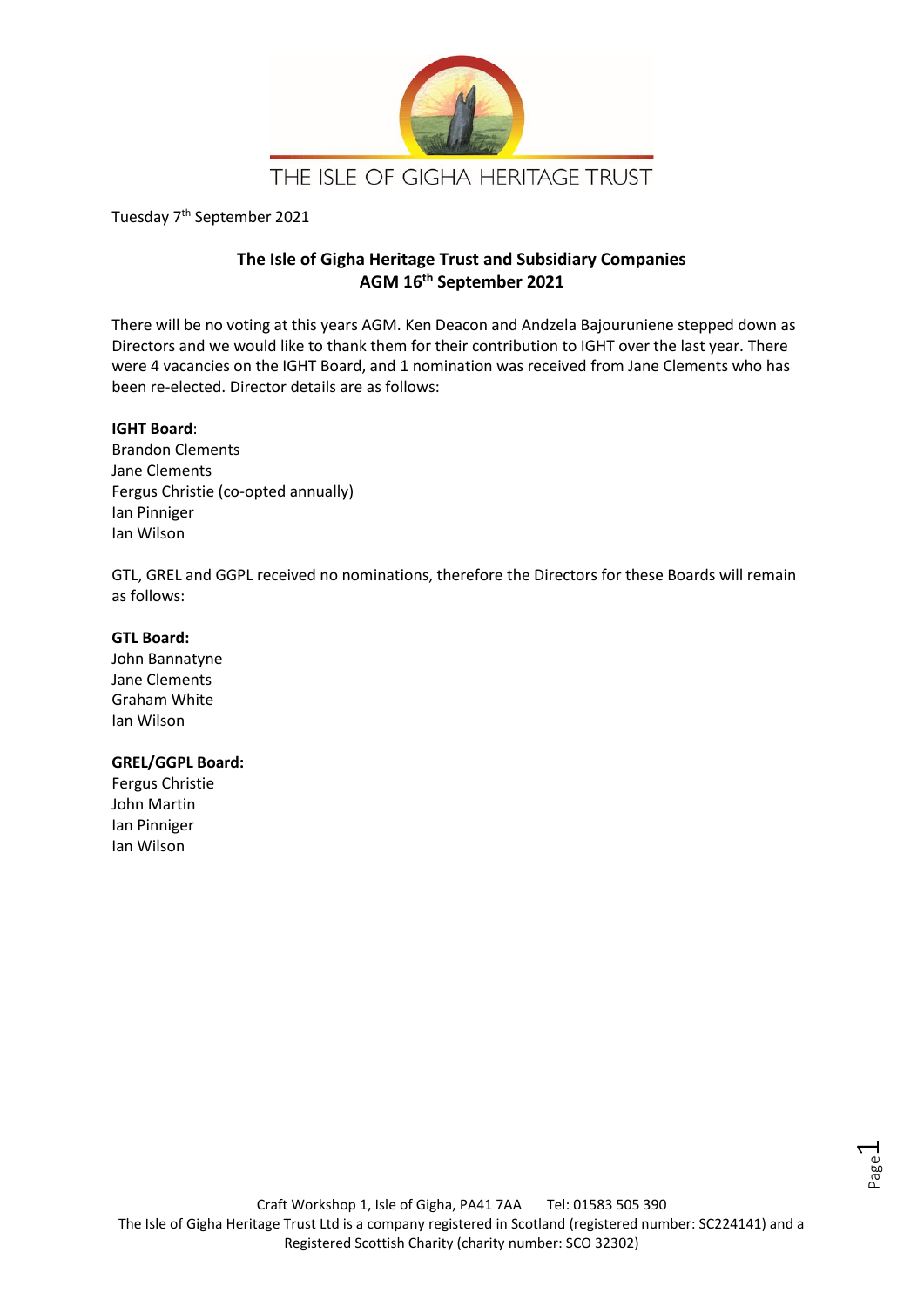THE ISLE OF GIGHA HERITAGE TRUST

Tuesday 7th September 2021

## The Isle of Gigha Heritage Trust and Subsidiary Companies
## AGM 16th September 2021

There will be no voting at this years AGM. Ken Deacon and Andzela Bajouruniene stepped down as Directors and we would like to thank them for their contribution to IGHT over the last year. There were 4 vacancies on the IGHT Board, and 1 nomination was received from Jane Clements who has been re-elected. Director details are as follows:

**IGHT Board**:
Brandon Clements
Jane Clements
Fergus Christie (co-opted annually)
Ian Pinniger
Ian Wilson

GTL, GREL and GGPL received no nominations, therefore the Directors for these Boards will remain as follows:

**GTL Board:**
John Bannatyne
Jane Clements
Graham White
Ian Wilson

**GREL/GGPL Board:**
Fergus Christie
John Martin
Ian Pinniger
Ian Wilson

Craft Workshop 1, Isle of Gigha, PA41 7AA Tel: 01583 505 390
The Isle of Gigha Heritage Trust Ltd is a company registered in Scotland (registered number: SC224141) and a Registered Scottish Charity (charity number: SCO 32302)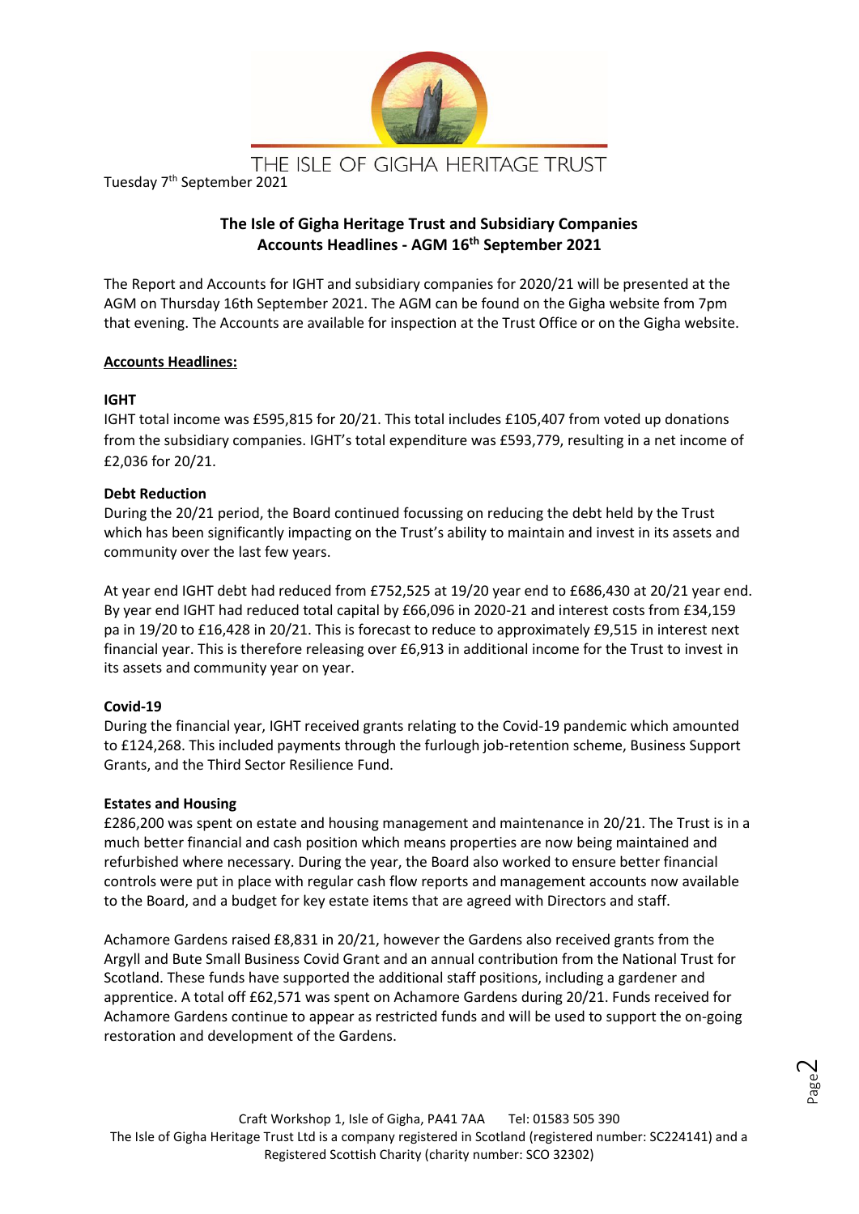THE ISLE OF GIGHA HERITAGE TRUST

Tuesday 7th September 2021

**The Isle of Gigha Heritage Trust and Subsidiary Companies**
**Accounts Headlines - AGM 16th September 2021**

The Report and Accounts for IGHT and subsidiary companies for 2020/21 will be presented at the AGM on Thursday 16th September 2021. The AGM can be found on the Gigha website from 7pm that evening. The Accounts are available for inspection at the Trust Office or on the Gigha website.

**Accounts Headlines:**

**IGHT**

IGHT total income was £595,815 for 20/21. This total includes £105,407 from voted up donations from the subsidiary companies. IGHT's total expenditure was £593,779, resulting in a net income of £2,036 for 20/21.

**Debt Reduction**

During the 20/21 period, the Board continued focussing on reducing the debt held by the Trust which has been significantly impacting on the Trust's ability to maintain and invest in its assets and community over the last few years.

At year end IGHT debt had reduced from £752,525 at 19/20 year end to £686,430 at 20/21 year end. By year end IGHT had reduced total capital by £66,096 in 2020-21 and interest costs from £34,159 pa in 19/20 to £16,428 in 20/21. This is forecast to reduce to approximately £9,515 in interest next financial year. This is therefore releasing over £6,913 in additional income for the Trust to invest in its assets and community year on year.

**Covid-19**

During the financial year, IGHT received grants relating to the Covid-19 pandemic which amounted to £124,268. This included payments through the furlough job-retention scheme, Business Support Grants, and the Third Sector Resilience Fund.

**Estates and Housing**

£286,200 was spent on estate and housing management and maintenance in 20/21. The Trust is in a much better financial and cash position which means properties are now being maintained and refurbished where necessary. During the year, the Board also worked to ensure better financial controls were put in place with regular cash flow reports and management accounts now available to the Board, and a budget for key estate items that are agreed with Directors and staff.

Achamore Gardens raised £8,831 in 20/21, however the Gardens also received grants from the Argyll and Bute Small Business Covid Grant and an annual contribution from the National Trust for Scotland. These funds have supported the additional staff positions, including a gardener and apprentice. A total off £62,571 was spent on Achamore Gardens during 20/21. Funds received for Achamore Gardens continue to appear as restricted funds and will be used to support the on-going restoration and development of the Gardens.

Craft Workshop 1, Isle of Gigha, PA41 7AA Tel: 01583 505 390
The Isle of Gigha Heritage Trust Ltd is a company registered in Scotland (registered number: SC224141) and a Registered Scottish Charity (charity number: SCO 32302)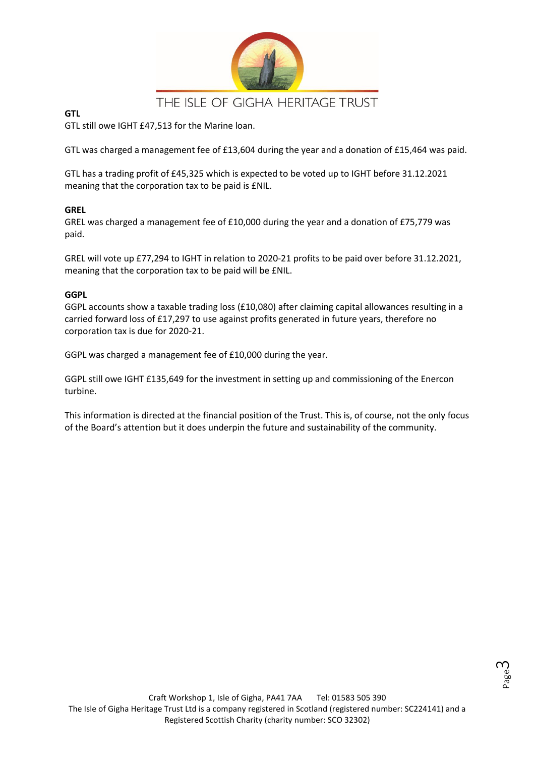**GTL**

GTL still owe IGHT £47,513 for the Marine loan.

GTL was charged a management fee of £13,604 during the year and a donation of £15,464 was paid.

GTL has a trading profit of £45,325 which is expected to be voted up to IGHT before 31.12.2021 meaning that the corporation tax to be paid is £NIL.

**GREL**

GREL was charged a management fee of £10,000 during the year and a donation of £75,779 was paid.

GREL will vote up £77,294 to IGHT in relation to 2020-21 profits to be paid over before 31.12.2021, meaning that the corporation tax to be paid will be £NIL.

**GGPL**

GGPL accounts show a taxable trading loss (£10,080) after claiming capital allowances resulting in a carried forward loss of £17,297 to use against profits generated in future years, therefore no corporation tax is due for 2020-21.

GGPL was charged a management fee of £10,000 during the year.

GGPL still owe IGHT £135,649 for the investment in setting up and commissioning of the Enercon turbine.

This information is directed at the financial position of the Trust. This is, of course, not the only focus of the Board's attention but it does underpin the future and sustainability of the community.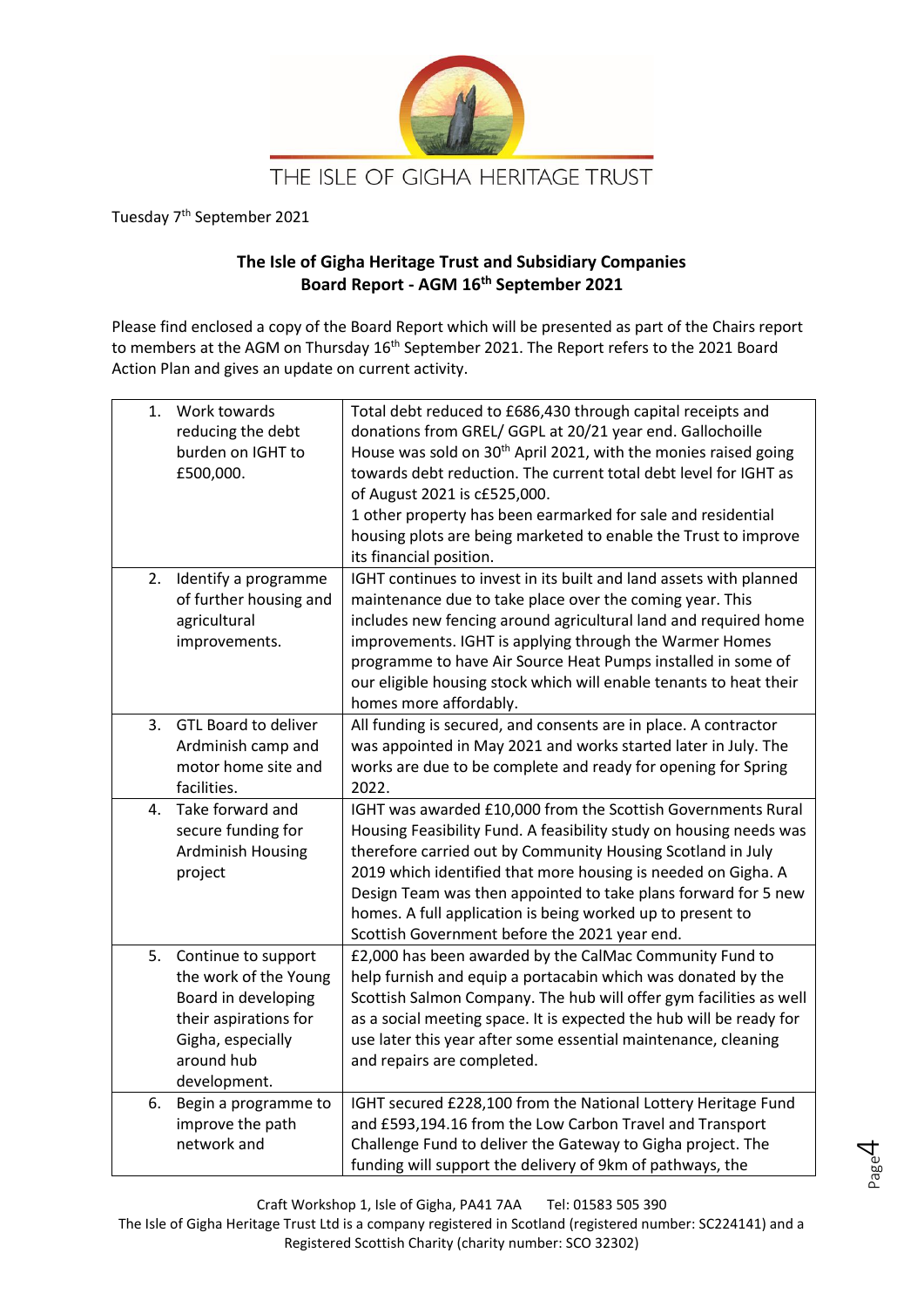THE ISLE OF GIGHA HERITAGE TRUST

Tuesday 7th September 2021

**The Isle of Gigha Heritage Trust and Subsidiary Companies**
**Board Report - AGM 16th September 2021**

Please find enclosed a copy of the Board Report which will be presented as part of the Chairs report to members at the AGM on Thursday 16th September 2021. The Report refers to the 2021 Board Action Plan and gives an update on current activity.

| | |
|---|---|
| 1. Work towards reducing the debt burden on IGHT to £500,000. | Total debt reduced to £686,430 through capital receipts and donations from GREL/ GGPL at 20/21 year end. Gallochoille House was sold on 30th April 2021, with the monies raised going towards debt reduction. The current total debt level for IGHT as of August 2021 is c£525,000. 1 other property has been earmarked for sale and residential housing plots are being marketed to enable the Trust to improve its financial position. |
| 2. Identify a programme of further housing and agricultural improvements. | IGHT continues to invest in its built and land assets with planned maintenance due to take place over the coming year. This includes new fencing around agricultural land and required home improvements. IGHT is applying through the Warmer Homes programme to have Air Source Heat Pumps installed in some of our eligible housing stock which will enable tenants to heat their homes more affordably. |
| 3. GTL Board to deliver Ardminish camp and motor home site and facilities. | All funding is secured, and consents are in place. A contractor was appointed in May 2021 and works started later in July. The works are due to be complete and ready for opening for Spring 2022. |
| 4. Take forward and secure funding for Ardminish Housing project | IGHT was awarded £10,000 from the Scottish Governments Rural Housing Feasibility Fund. A feasibility study on housing needs was therefore carried out by Community Housing Scotland in July 2019 which identified that more housing is needed on Gigha. A Design Team was then appointed to take plans forward for 5 new homes. A full application is being worked up to present to Scottish Government before the 2021 year end. |
| 5. Continue to support the work of the Young Board in developing their aspirations for Gigha, especially around hub development. | £2,000 has been awarded by the CalMac Community Fund to help furnish and equip a portacabin which was donated by the Scottish Salmon Company. The hub will offer gym facilities as well as a social meeting space. It is expected the hub will be ready for use later this year after some essential maintenance, cleaning and repairs are completed. |
| 6. Begin a programme to improve the path network and | IGHT secured £228,100 from the National Lottery Heritage Fund and £593,194.16 from the Low Carbon Travel and Transport Challenge Fund to deliver the Gateway to Gigha project. The funding will support the delivery of 9km of pathways, the |

Craft Workshop 1, Isle of Gigha, PA41 7AA Tel: 01583 505 390
The Isle of Gigha Heritage Trust Ltd is a company registered in Scotland (registered number: SC224141) and a Registered Scottish Charity (charity number: SCO 32302)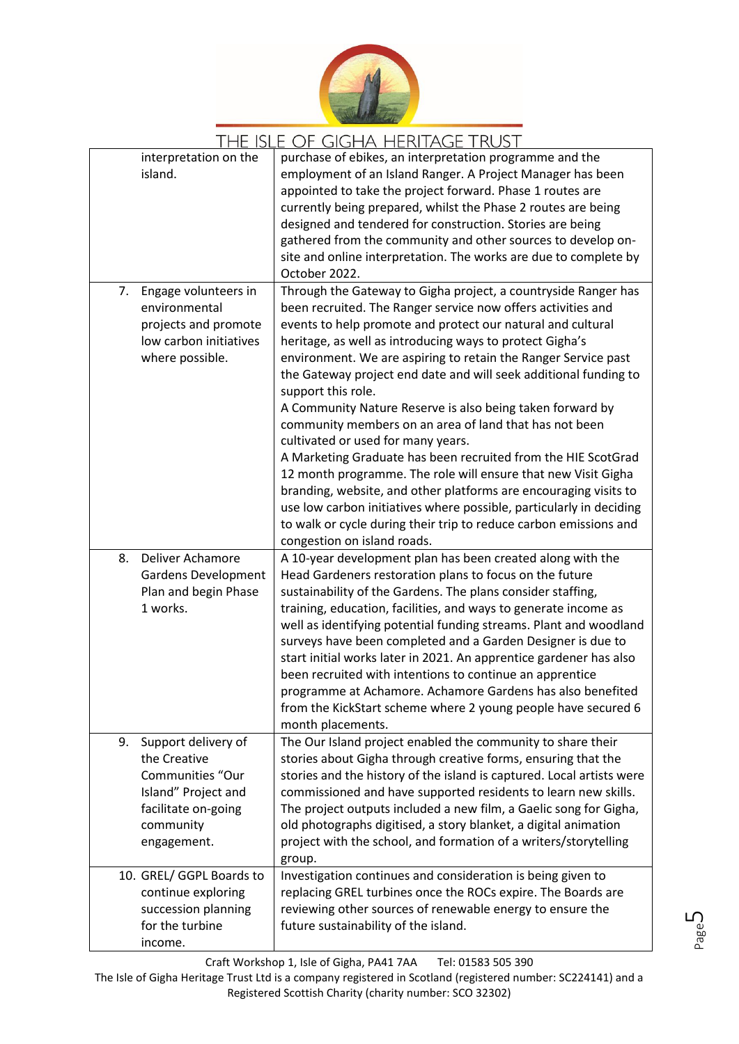| | |
|---|---|
| interpretation on the island. | purchase of ebikes, an interpretation programme and the employment of an Island Ranger. A Project Manager has been appointed to take the project forward. Phase 1 routes are currently being prepared, whilst the Phase 2 routes are being designed and tendered for construction. Stories are being gathered from the community and other sources to develop on-site and online interpretation. The works are due to complete by October 2022. |
| 7. Engage volunteers in environmental projects and promote low carbon initiatives where possible. | Through the Gateway to Gigha project, a countryside Ranger has been recruited. The Ranger service now offers activities and events to help promote and protect our natural and cultural heritage, as well as introducing ways to protect Gigha's environment. We are aspiring to retain the Ranger Service past the Gateway project end date and will seek additional funding to support this role.<br>A Community Nature Reserve is also being taken forward by community members on an area of land that has not been cultivated or used for many years.<br>A Marketing Graduate has been recruited from the HIE ScotGrad 12 month programme. The role will ensure that new Visit Gigha branding, website, and other platforms are encouraging visits to use low carbon initiatives where possible, particularly in deciding to walk or cycle during their trip to reduce carbon emissions and congestion on island roads. |
| 8. Deliver Achamore Gardens Development Plan and begin Phase 1 works. | A 10-year development plan has been created along with the Head Gardeners restoration plans to focus on the future sustainability of the Gardens. The plans consider staffing, training, education, facilities, and ways to generate income as well as identifying potential funding streams. Plant and woodland surveys have been completed and a Garden Designer is due to start initial works later in 2021. An apprentice gardener has also been recruited with intentions to continue an apprentice programme at Achamore. Achamore Gardens has also benefited from the KickStart scheme where 2 young people have secured 6 month placements. |
| 9. Support delivery of the Creative Communities "Our Island" Project and facilitate on-going community engagement. | The Our Island project enabled the community to share their stories about Gigha through creative forms, ensuring that the stories and the history of the island is captured. Local artists were commissioned and have supported residents to learn new skills. The project outputs included a new film, a Gaelic song for Gigha, old photographs digitised, a story blanket, a digital animation project with the school, and formation of a writers/storytelling group. |
| 10. GREL/ GGPL Boards to continue exploring succession planning for the turbine income. | Investigation continues and consideration is being given to replacing GREL turbines once the ROCs expire. The Boards are reviewing other sources of renewable energy to ensure the future sustainability of the island. |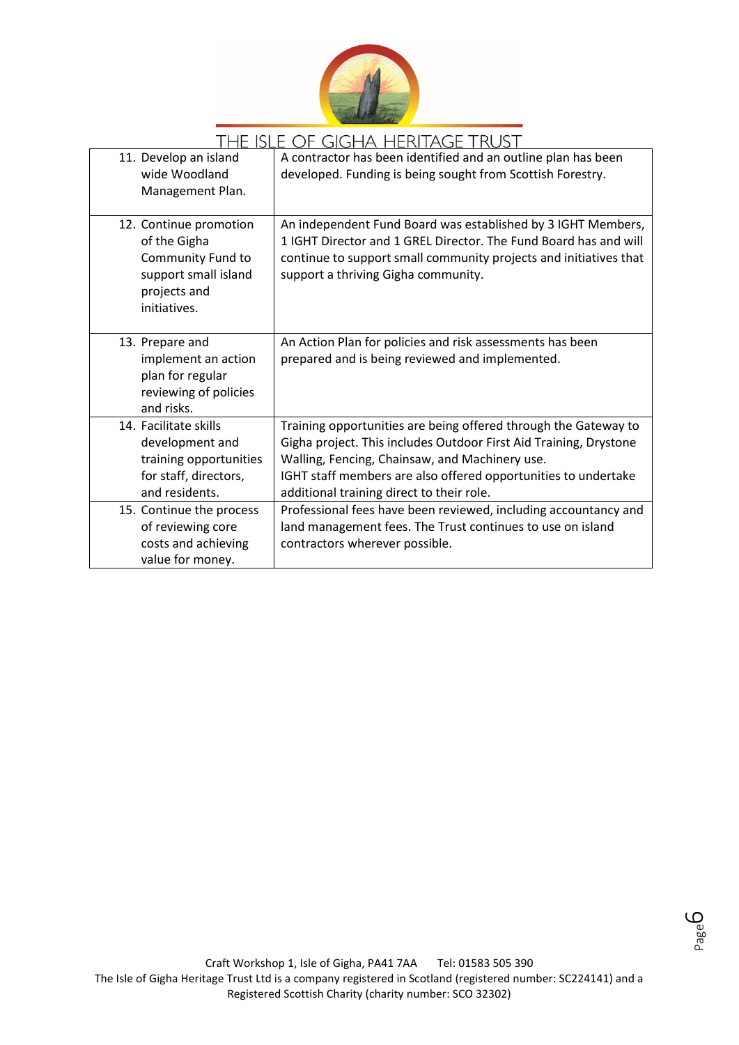| | |
|---|---|
| 11. Develop an island wide Woodland Management Plan. | A contractor has been identified and an outline plan has been developed. Funding is being sought from Scottish Forestry. |
| 12. Continue promotion of the Gigha Community Fund to support small island projects and initiatives. | An independent Fund Board was established by 3 IGHT Members, 1 IGHT Director and 1 GREL Director. The Fund Board has and will continue to support small community projects and initiatives that support a thriving Gigha community. |
| 13. Prepare and implement an action plan for regular reviewing of policies and risks. | An Action Plan for policies and risk assessments has been prepared and is being reviewed and implemented. |
| 14. Facilitate skills development and training opportunities for staff, directors, and residents. | Training opportunities are being offered through the Gateway to Gigha project. This includes Outdoor First Aid Training, Drystone Walling, Fencing, Chainsaw, and Machinery use. IGHT staff members are also offered opportunities to undertake additional training direct to their role. |
| 15. Continue the process of reviewing core costs and achieving value for money. | Professional fees have been reviewed, including accountancy and land management fees. The Trust continues to use on island contractors wherever possible. |